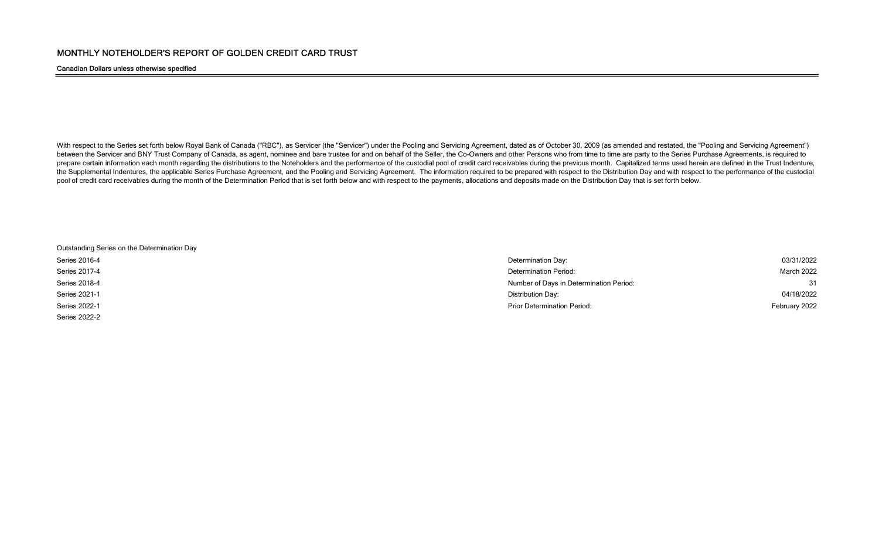# MONTHLY NOTEHOLDER'S REPORT OF GOLDEN CREDIT CARD TRUST

**Canadian Dollars unless otherwise specified**

With respect to the Series set forth below Royal Bank of Canada ("RBC"), as Servicer (the "Servicer") under the Pooling and Servicing Agreement, dated as of October 30, 2009 (as amended and restated, the "Pooling and Servicing Agreement") between the Servicer and BNY Trust Company of Canada, as agent, nominee and bare trustee for and on behalf of the Seller, the Co-Owners and other Persons who from time to time are party to the Series Purchase Agreements, is required to prepare certain information each month regarding the distributions to the Noteholders and the performance of the custodial pool of credit card receivables during the previous month. Capitalized terms used herein are defined in the Trust Indenture, the Supplemental Indentures, the applicable Series Purchase Agreement, and the Pooling and Servicing Agreement. The information required to be prepared with respect to the Distribution Day and with respect to the performance of the custodial pool of credit card receivables during the month of the Determination Period that is set forth below and with respect to the payments, allocations and deposits made on the Distribution Day that is set forth below.

| Outstanding Series on the Determination Day | | |
|---|---|---|
| Series 2016-4 | Determination Day: | 03/31/2022 |
| Series 2017-4 | Determination Period: | March 2022 |
| Series 2018-4 | Number of Days in Determination Period: | 31 |
| Series 2021-1 | Distribution Day: | 04/18/2022 |
| Series 2022-1 | Prior Determination Period: | February 2022 |
| Series 2022-2 | | |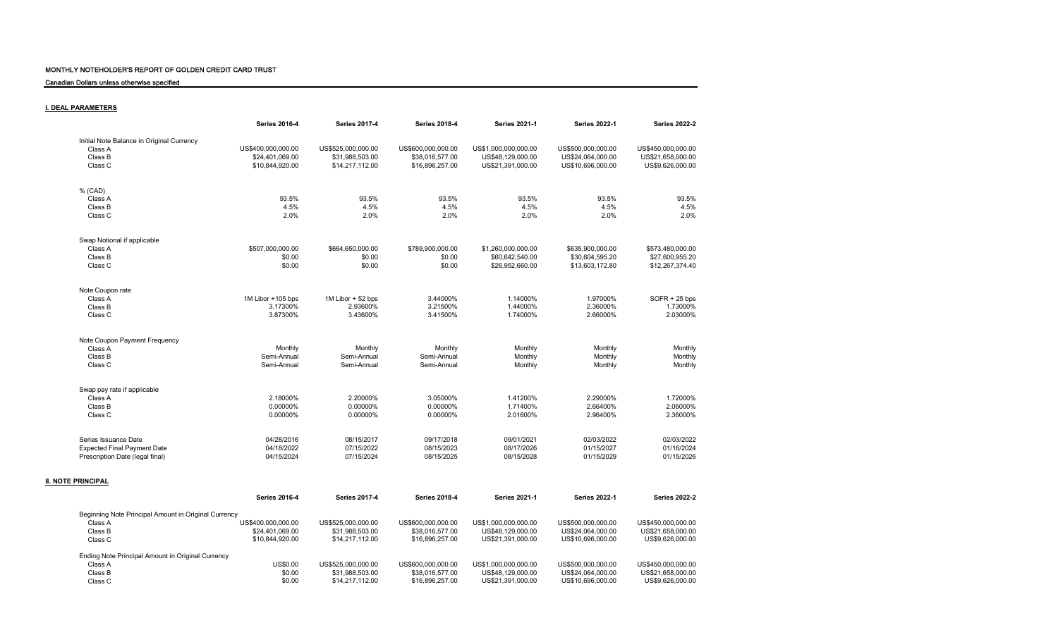**MONTHLY NOTEHOLDER'S REPORT OF GOLDEN CREDIT CARD TRUST**

**Canadian Dollars unless otherwise specified**

## I. DEAL PARAMETERS

| | Series 2016-4 | Series 2017-4 | Series 2018-4 | Series 2021-1 | Series 2022-1 | Series 2022-2 |
|---|---|---|---|---|---|---|
| Initial Note Balance in Original Currency | | | | | | |
| Class A | US$400,000,000.00 | US$525,000,000.00 | US$600,000,000.00 | US$1,000,000,000.00 | US$500,000,000.00 | US$450,000,000.00 |
| Class B | $24,401,069.00 | $31,988,503.00 | $38,016,577.00 | US$48,129,000.00 | US$24,064,000.00 | US$21,658,000.00 |
| Class C | $10,844,920.00 | $14,217,112.00 | $16,896,257.00 | US$21,391,000.00 | US$10,696,000.00 | US$9,626,000.00 |
| % (CAD) | | | | | | |
| Class A | 93.5% | 93.5% | 93.5% | 93.5% | 93.5% | 93.5% |
| Class B | 4.5% | 4.5% | 4.5% | 4.5% | 4.5% | 4.5% |
| Class C | 2.0% | 2.0% | 2.0% | 2.0% | 2.0% | 2.0% |
| Swap Notional if applicable | | | | | | |
| Class A | $507,000,000.00 | $664,650,000.00 | $789,900,000.00 | $1,260,000,000.00 | $635,900,000.00 | $573,480,000.00 |
| Class B | $0.00 | $0.00 | $0.00 | $60,642,540.00 | $30,604,595.20 | $27,600,955.20 |
| Class C | $0.00 | $0.00 | $0.00 | $26,952,660.00 | $13,603,172.80 | $12,267,374.40 |
| Note Coupon rate | | | | | | |
| Class A | 1M Libor +105 bps | 1M Libor + 52 bps | 3.44000% | 1.14000% | 1.97000% | SOFR + 25 bps |
| Class B | 3.17300% | 2.93600% | 3.21500% | 1.44000% | 2.36000% | 1.73000% |
| Class C | 3.87300% | 3.43600% | 3.41500% | 1.74000% | 2.66000% | 2.03000% |
| Note Coupon Payment Frequency | | | | | | |
| Class A | Monthly | Monthly | Monthly | Monthly | Monthly | Monthly |
| Class B | Semi-Annual | Semi-Annual | Semi-Annual | Monthly | Monthly | Monthly |
| Class C | Semi-Annual | Semi-Annual | Semi-Annual | Monthly | Monthly | Monthly |
| Swap pay rate if applicable | | | | | | |
| Class A | 2.18000% | 2.20000% | 3.05000% | 1.41200% | 2.29000% | 1.72000% |
| Class B | 0.00000% | 0.00000% | 0.00000% | 1.71400% | 2.66400% | 2.06000% |
| Class C | 0.00000% | 0.00000% | 0.00000% | 2.01600% | 2.96400% | 2.36000% |
| Series Issuance Date | 04/28/2016 | 08/15/2017 | 09/17/2018 | 09/01/2021 | 02/03/2022 | 02/03/2022 |
| Expected Final Payment Date | 04/18/2022 | 07/15/2022 | 08/15/2023 | 08/17/2026 | 01/15/2027 | 01/16/2024 |
| Prescription Date (legal final) | 04/15/2024 | 07/15/2024 | 08/15/2025 | 08/15/2028 | 01/15/2029 | 01/15/2026 |

## II. NOTE PRINCIPAL

| | Series 2016-4 | Series 2017-4 | Series 2018-4 | Series 2021-1 | Series 2022-1 | Series 2022-2 |
|---|---|---|---|---|---|---|
| Beginning Note Principal Amount in Original Currency | | | | | | |
| Class A | US$400,000,000.00 | US$525,000,000.00 | US$600,000,000.00 | US$1,000,000,000.00 | US$500,000,000.00 | US$450,000,000.00 |
| Class B | $24,401,069.00 | $31,988,503.00 | $38,016,577.00 | US$48,129,000.00 | US$24,064,000.00 | US$21,658,000.00 |
| Class C | $10,844,920.00 | $14,217,112.00 | $16,896,257.00 | US$21,391,000.00 | US$10,696,000.00 | US$9,626,000.00 |
| Ending Note Principal Amount in Original Currency | | | | | | |
| Class A | US$0.00 | US$525,000,000.00 | US$600,000,000.00 | US$1,000,000,000.00 | US$500,000,000.00 | US$450,000,000.00 |
| Class B | $0.00 | $31,988,503.00 | $38,016,577.00 | US$48,129,000.00 | US$24,064,000.00 | US$21,658,000.00 |
| Class C | $0.00 | $14,217,112.00 | $16,896,257.00 | US$21,391,000.00 | US$10,696,000.00 | US$9,626,000.00 |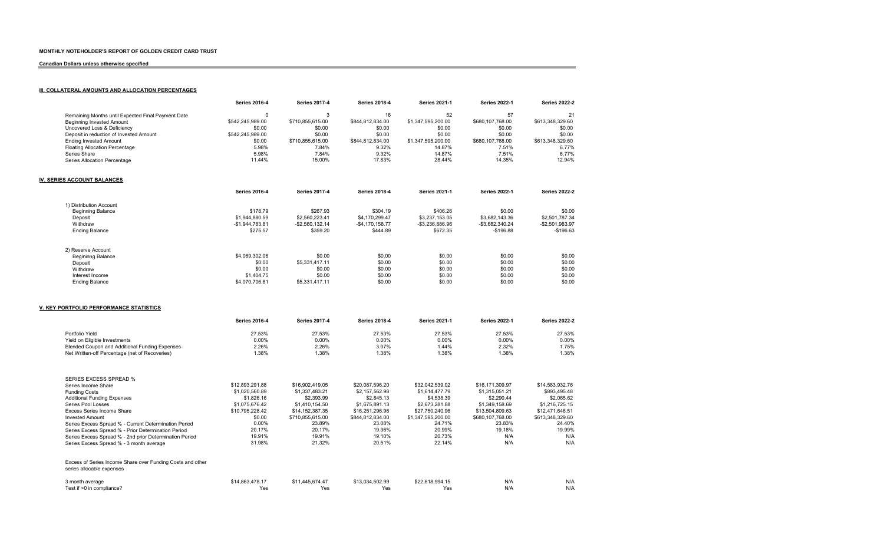**MONTHLY NOTEHOLDER'S REPORT OF GOLDEN CREDIT CARD TRUST**

**Canadian Dollars unless otherwise specified**

## III. COLLATERAL AMOUNTS AND ALLOCATION PERCENTAGES

| | Series 2016-4 | Series 2017-4 | Series 2018-4 | Series 2021-1 | Series 2022-1 | Series 2022-2 |
|---|---|---|---|---|---|---|
| Remaining Months until Expected Final Payment Date | 0 | 3 | 16 | 52 | 57 | 21 |
| Beginning Invested Amount | $542,245,989.00 | $710,855,615.00 | $844,812,834.00 | $1,347,595,200.00 | $680,107,768.00 | $613,348,329.60 |
| Uncovered Loss & Deficiency | $0.00 | $0.00 | $0.00 | $0.00 | $0.00 | $0.00 |
| Deposit in reduction of Invested Amount | $542,245,989.00 | $0.00 | $0.00 | $0.00 | $0.00 | $0.00 |
| Ending Invested Amount | $0.00 | $710,855,615.00 | $844,812,834.00 | $1,347,595,200.00 | $680,107,768.00 | $613,348,329.60 |
| Floating Allocation Percentage | 5.98% | 7.84% | 9.32% | 14.87% | 7.51% | 6.77% |
| Series Share | 5.98% | 7.84% | 9.32% | 14.87% | 7.51% | 6.77% |
| Series Allocation Percentage | 11.44% | 15.00% | 17.83% | 28.44% | 14.35% | 12.94% |

## IV. SERIES ACCOUNT BALANCES

| | Series 2016-4 | Series 2017-4 | Series 2018-4 | Series 2021-1 | Series 2022-1 | Series 2022-2 |
|---|---|---|---|---|---|---|
| 1) Distribution Account | | | | | | |
| Beginning Balance | $178.79 | $267.93 | $304.19 | $406.26 | $0.00 | $0.00 |
| Deposit | $1,944,880.59 | $2,560,223.41 | $4,170,299.47 | $3,237,153.05 | $3,682,143.36 | $2,501,787.34 |
| Withdraw | -$1,944,783.81 | -$2,560,132.14 | -$4,170,158.77 | -$3,236,886.96 | -$3,682,340.24 | -$2,501,983.97 |
| Ending Balance | $275.57 | $359.20 | $444.89 | $672.35 | -$196.88 | -$196.63 |
| 2) Reserve Account | | | | | | |
| Beginning Balance | $4,069,302.06 | $0.00 | $0.00 | $0.00 | $0.00 | $0.00 |
| Deposit | $0.00 | $5,331,417.11 | $0.00 | $0.00 | $0.00 | $0.00 |
| Withdraw | $0.00 | $0.00 | $0.00 | $0.00 | $0.00 | $0.00 |
| Interest Income | $1,404.75 | $0.00 | $0.00 | $0.00 | $0.00 | $0.00 |
| Ending Balance | $4,070,706.81 | $5,331,417.11 | $0.00 | $0.00 | $0.00 | $0.00 |

## V. KEY PORTFOLIO PERFORMANCE STATISTICS

| | Series 2016-4 | Series 2017-4 | Series 2018-4 | Series 2021-1 | Series 2022-1 | Series 2022-2 |
|---|---|---|---|---|---|---|
| Portfolio Yield | 27.53% | 27.53% | 27.53% | 27.53% | 27.53% | 27.53% |
| Yield on Eligible Investments | 0.00% | 0.00% | 0.00% | 0.00% | 0.00% | 0.00% |
| Blended Coupon and Additional Funding Expenses | 2.26% | 2.26% | 3.07% | 1.44% | 2.32% | 1.75% |
| Net Written-off Percentage (net of Recoveries) | 1.38% | 1.38% | 1.38% | 1.38% | 1.38% | 1.38% |
| SERIES EXCESS SPREAD % | | | | | | |
| Series Income Share | $12,893,291.88 | $16,902,419.05 | $20,087,596.20 | $32,042,539.02 | $16,171,309.97 | $14,583,932.76 |
| Funding Costs | $1,020,560.89 | $1,337,483.21 | $2,157,562.98 | $1,614,477.79 | $1,315,051.21 | $893,495.48 |
| Additional Funding Expenses | $1,826.16 | $2,393.99 | $2,845.13 | $4,538.39 | $2,290.44 | $2,065.62 |
| Series Pool Losses | $1,075,676.42 | $1,410,154.50 | $1,675,891.13 | $2,673,281.88 | $1,349,158.69 | $1,216,725.15 |
| Excess Series Income Share | $10,795,228.42 | $14,152,387.35 | $16,251,296.96 | $27,750,240.96 | $13,504,809.63 | $12,471,646.51 |
| Invested Amount | $0.00 | $710,855,615.00 | $844,812,834.00 | $1,347,595,200.00 | $680,107,768.00 | $613,348,329.60 |
| Series Excess Spread % - Current Determination Period | 0.00% | 23.89% | 23.08% | 24.71% | 23.83% | 24.40% |
| Series Excess Spread % - Prior Determination Period | 20.17% | 20.17% | 19.36% | 20.99% | 19.18% | 19.99% |
| Series Excess Spread % - 2nd prior Determination Period | 19.91% | 19.91% | 19.10% | 20.73% | N/A | N/A |
| Series Excess Spread % - 3 month average | 31.98% | 21.32% | 20.51% | 22.14% | N/A | N/A |
| Excess of Series Income Share over Funding Costs and other series allocable expenses | | | | | | |
| 3 month average | $14,863,478.17 | $11,445,674.47 | $13,034,502.99 | $22,618,994.15 | N/A | N/A |
| Test if >0 in compliance? | Yes | Yes | Yes | Yes | N/A | N/A |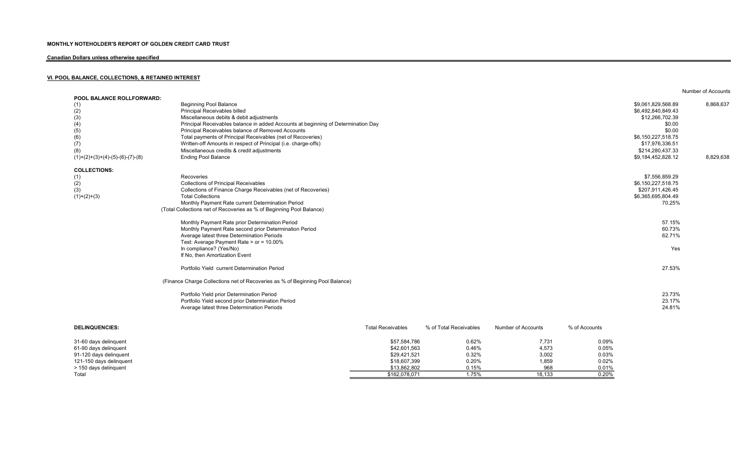**MONTHLY NOTEHOLDER'S REPORT OF GOLDEN CREDIT CARD TRUST**

**Canadian Dollars unless otherwise specified**

## VI. POOL BALANCE, COLLECTIONS, & RETAINED INTEREST

| | | | Number of Accounts |
|---|---|---|---|
| **POOL BALANCE ROLLFORWARD:** | | | |
| (1) | Beginning Pool Balance | $9,061,829,568.89 | 8,868,637 |
| (2) | Principal Receivables billed | $6,492,840,849.43 | |
| (3) | Miscellaneous debits & debit adjustments | $12,266,702.39 | |
| (4) | Principal Receivables balance in added Accounts at beginning of Determination Day | $0.00 | |
| (5) | Principal Receivables balance of Removed Accounts | $0.00 | |
| (6) | Total payments of Principal Receivables (net of Recoveries) | $6,150,227,518.75 | |
| (7) | Written-off Amounts in respect of Principal (i.e. charge-offs) | $17,976,336.51 | |
| (8) | Miscellaneous credits & credit adjustments | $214,280,437.33 | |
| (1)+(2)+(3)+(4)-(5)-(6)-(7)-(8) | Ending Pool Balance | $9,184,452,828.12 | 8,829,638 |

| | | |
|---|---|---|
| **COLLECTIONS:** | | |
| (1) | Recoveries | $7,556,859.29 |
| (2) | Collections of Principal Receivables | $6,150,227,518.75 |
| (3) | Collections of Finance Charge Receivables (net of Recoveries) | $207,911,426.45 |
| (1)+(2)+(3) | Total Collections | $6,365,695,804.49 |
| | Monthly Payment Rate current Determination Period | 70.25% |
| | (Total Collections net of Recoveries as % of Beginning Pool Balance) | |
| | Monthly Payment Rate prior Determination Period | 57.15% |
| | Monthly Payment Rate second prior Determination Period | 60.73% |
| | Average latest three Determination Periods | 62.71% |
| | Test: Average Payment Rate > or = 10.00% | |
| | In compliance? (Yes/No) | Yes |
| | If No, then Amortization Event | |
| | Portfolio Yield current Determination Period | 27.53% |
| | (Finance Charge Collections net of Recoveries as % of Beginning Pool Balance) | |
| | Portfolio Yield prior Determination Period | 23.73% |
| | Portfolio Yield second prior Determination Period | 23.17% |
| | Average latest three Determination Periods | 24.81% |

| **DELINQUENCIES:** | Total Receivables | % of Total Receivables | Number of Accounts | % of Accounts |
|---|---|---|---|---|
| 31-60 days delinquent | $57,584,786 | 0.62% | 7,731 | 0.09% |
| 61-90 days delinquent | $42,601,563 | 0.46% | 4,573 | 0.05% |
| 91-120 days delinquent | $29,421,521 | 0.32% | 3,002 | 0.03% |
| 121-150 days delinquent | $18,607,399 | 0.20% | 1,859 | 0.02% |
| > 150 days delinquent | $13,862,802 | 0.15% | 968 | 0.01% |
| Total | $162,078,071 | 1.75% | 18,133 | 0.20% |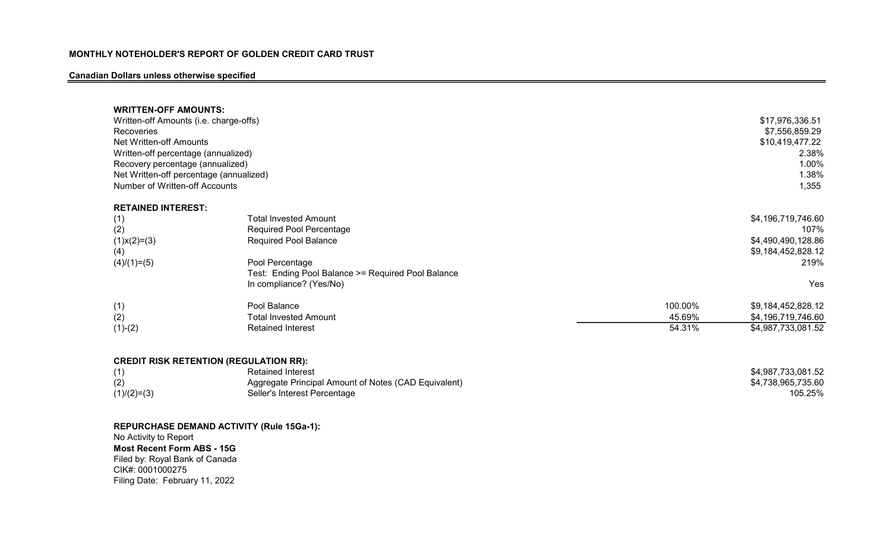**MONTHLY NOTEHOLDER'S REPORT OF GOLDEN CREDIT CARD TRUST**

**Canadian Dollars unless otherwise specified**

**WRITTEN-OFF AMOUNTS:**

| | |
|---|---|
| Written-off Amounts (i.e. charge-offs) | $17,976,336.51 |
| Recoveries | $7,556,859.29 |
| Net Written-off Amounts | $10,419,477.22 |
| Written-off percentage (annualized) | 2.38% |
| Recovery percentage (annualized) | 1.00% |
| Net Written-off percentage (annualized) | 1.38% |
| Number of Written-off Accounts | 1,355 |

**RETAINED INTEREST:**

| | | | |
|---|---|---|---|
| (1) | Total Invested Amount | | $4,196,719,746.60 |
| (2) | Required Pool Percentage | | 107% |
| (1)x(2)=(3) | Required Pool Balance | | $4,490,490,128.86 |
| (4) | | | $9,184,452,828.12 |
| (4)/(1)=(5) | Pool Percentage | | 219% |
| | Test: Ending Pool Balance >= Required Pool Balance | | |
| | In compliance? (Yes/No) | | Yes |
| (1) | Pool Balance | 100.00% | $9,184,452,828.12 |
| (2) | Total Invested Amount | 45.69% | $4,196,719,746.60 |
| (1)-(2) | Retained Interest | 54.31% | $4,987,733,081.52 |

**CREDIT RISK RETENTION (REGULATION RR):**

| | | |
|---|---|---|
| (1) | Retained Interest | $4,987,733,081.52 |
| (2) | Aggregate Principal Amount of Notes (CAD Equivalent) | $4,738,965,735.60 |
| (1)/(2)=(3) | Seller's Interest Percentage | 105.25% |

**REPURCHASE DEMAND ACTIVITY (Rule 15Ga-1):**

No Activity to Report

**Most Recent Form ABS - 15G**

Filed by: Royal Bank of Canada

CIK#: 0001000275

Filing Date: February 11, 2022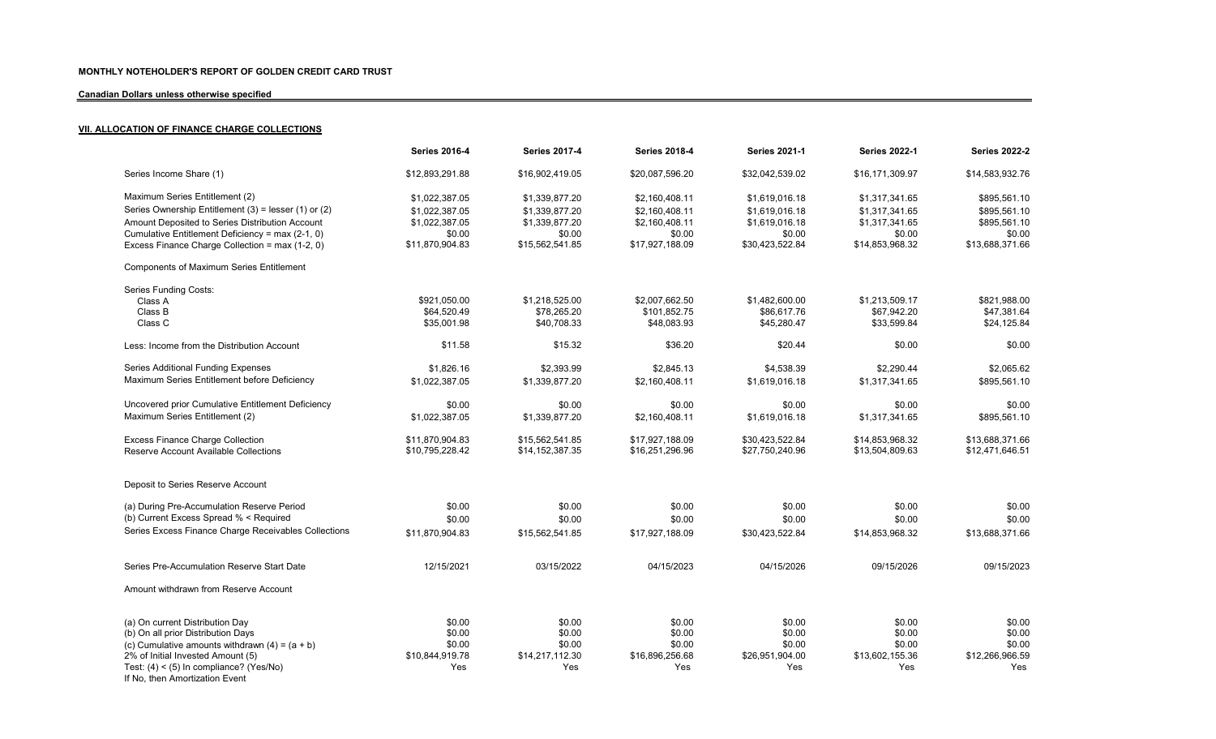**MONTHLY NOTEHOLDER'S REPORT OF GOLDEN CREDIT CARD TRUST**

**Canadian Dollars unless otherwise specified**

## VII. ALLOCATION OF FINANCE CHARGE COLLECTIONS

| | Series 2016-4 | Series 2017-4 | Series 2018-4 | Series 2021-1 | Series 2022-1 | Series 2022-2 |
|---|---|---|---|---|---|---|
| Series Income Share (1) | $12,893,291.88 | $16,902,419.05 | $20,087,596.20 | $32,042,539.02 | $16,171,309.97 | $14,583,932.76 |
| Maximum Series Entitlement (2) | $1,022,387.05 | $1,339,877.20 | $2,160,408.11 | $1,619,016.18 | $1,317,341.65 | $895,561.10 |
| Series Ownership Entitlement (3) = lesser (1) or (2) | $1,022,387.05 | $1,339,877.20 | $2,160,408.11 | $1,619,016.18 | $1,317,341.65 | $895,561.10 |
| Amount Deposited to Series Distribution Account | $1,022,387.05 | $1,339,877.20 | $2,160,408.11 | $1,619,016.18 | $1,317,341.65 | $895,561.10 |
| Cumulative Entitlement Deficiency = max (2-1, 0) | $0.00 | $0.00 | $0.00 | $0.00 | $0.00 | $0.00 |
| Excess Finance Charge Collection = max (1-2, 0) | $11,870,904.83 | $15,562,541.85 | $17,927,188.09 | $30,423,522.84 | $14,853,968.32 | $13,688,371.66 |
| Components of Maximum Series Entitlement | | | | | | |
| Series Funding Costs: | | | | | | |
| Class A | $921,050.00 | $1,218,525.00 | $2,007,662.50 | $1,482,600.00 | $1,213,509.17 | $821,988.00 |
| Class B | $64,520.49 | $78,265.20 | $101,852.75 | $86,617.76 | $67,942.20 | $47,381.64 |
| Class C | $35,001.98 | $40,708.33 | $48,083.93 | $45,280.47 | $33,599.84 | $24,125.84 |
| Less: Income from the Distribution Account | $11.58 | $15.32 | $36.20 | $20.44 | $0.00 | $0.00 |
| Series Additional Funding Expenses | $1,826.16 | $2,393.99 | $2,845.13 | $4,538.39 | $2,290.44 | $2,065.62 |
| Maximum Series Entitlement before Deficiency | $1,022,387.05 | $1,339,877.20 | $2,160,408.11 | $1,619,016.18 | $1,317,341.65 | $895,561.10 |
| Uncovered prior Cumulative Entitlement Deficiency | $0.00 | $0.00 | $0.00 | $0.00 | $0.00 | $0.00 |
| Maximum Series Entitlement (2) | $1,022,387.05 | $1,339,877.20 | $2,160,408.11 | $1,619,016.18 | $1,317,341.65 | $895,561.10 |
| Excess Finance Charge Collection | $11,870,904.83 | $15,562,541.85 | $17,927,188.09 | $30,423,522.84 | $14,853,968.32 | $13,688,371.66 |
| Reserve Account Available Collections | $10,795,228.42 | $14,152,387.35 | $16,251,296.96 | $27,750,240.96 | $13,504,809.63 | $12,471,646.51 |
| Deposit to Series Reserve Account | | | | | | |
| (a) During Pre-Accumulation Reserve Period | $0.00 | $0.00 | $0.00 | $0.00 | $0.00 | $0.00 |
| (b) Current Excess Spread % < Required | $0.00 | $0.00 | $0.00 | $0.00 | $0.00 | $0.00 |
| Series Excess Finance Charge Receivables Collections | $11,870,904.83 | $15,562,541.85 | $17,927,188.09 | $30,423,522.84 | $14,853,968.32 | $13,688,371.66 |
| Series Pre-Accumulation Reserve Start Date | 12/15/2021 | 03/15/2022 | 04/15/2023 | 04/15/2026 | 09/15/2026 | 09/15/2023 |
| Amount withdrawn from Reserve Account | | | | | | |
| (a) On current Distribution Day | $0.00 | $0.00 | $0.00 | $0.00 | $0.00 | $0.00 |
| (b) On all prior Distribution Days | $0.00 | $0.00 | $0.00 | $0.00 | $0.00 | $0.00 |
| (c) Cumulative amounts withdrawn (4) = (a + b) | $0.00 | $0.00 | $0.00 | $0.00 | $0.00 | $0.00 |
| 2% of Initial Invested Amount (5) | $10,844,919.78 | $14,217,112.30 | $16,896,256.68 | $26,951,904.00 | $13,602,155.36 | $12,266,966.59 |
| Test: (4) < (5) In compliance? (Yes/No) | Yes | Yes | Yes | Yes | Yes | Yes |
| If No, then Amortization Event | | | | | | |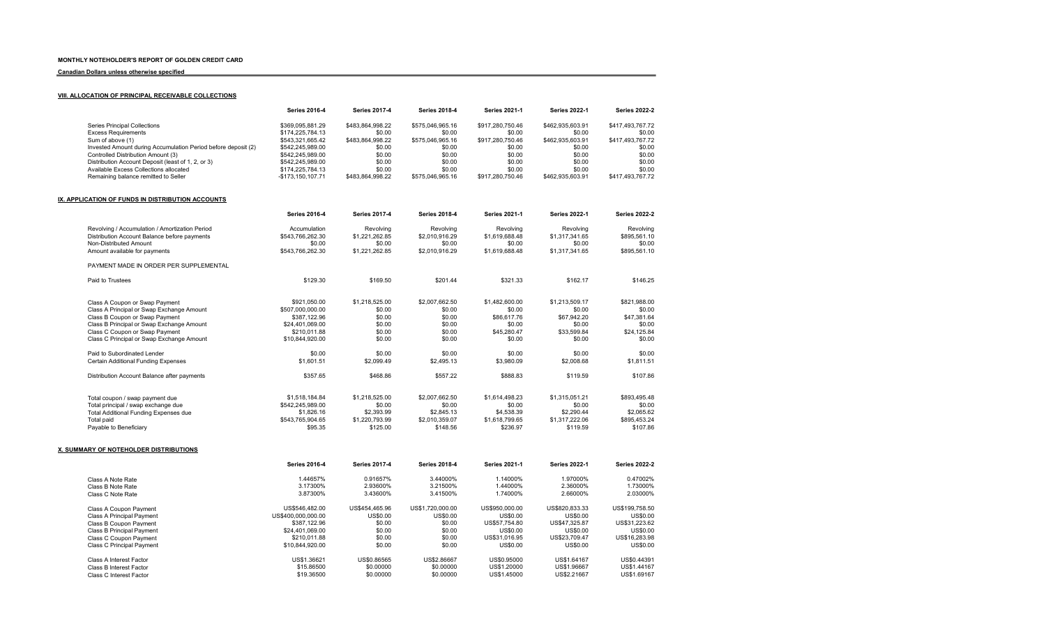**MONTHLY NOTEHOLDER'S REPORT OF GOLDEN CREDIT CARD**

**Canadian Dollars unless otherwise specified**

## VIII. ALLOCATION OF PRINCIPAL RECEIVABLE COLLECTIONS

| | Series 2016-4 | Series 2017-4 | Series 2018-4 | Series 2021-1 | Series 2022-1 | Series 2022-2 |
|---|---|---|---|---|---|---|
| Series Principal Collections | $369,095,881.29 | $483,864,998.22 | $575,046,965.16 | $917,280,750.46 | $462,935,603.91 | $417,493,767.72 |
| Excess Requirements | $174,225,784.13 | $0.00 | $0.00 | $0.00 | $0.00 | $0.00 |
| Sum of above (1) | $543,321,665.42 | $483,864,998.22 | $575,046,965.16 | $917,280,750.46 | $462,935,603.91 | $417,493,767.72 |
| Invested Amount during Accumulation Period before deposit (2) | $542,245,989.00 | $0.00 | $0.00 | $0.00 | $0.00 | $0.00 |
| Controlled Distribution Amount (3) | $542,245,989.00 | $0.00 | $0.00 | $0.00 | $0.00 | $0.00 |
| Distribution Account Deposit (least of 1, 2, or 3) | $542,245,989.00 | $0.00 | $0.00 | $0.00 | $0.00 | $0.00 |
| Available Excess Collections allocated | $174,225,784.13 | $0.00 | $0.00 | $0.00 | $0.00 | $0.00 |
| Remaining balance remitted to Seller | -$173,150,107.71 | $483,864,998.22 | $575,046,965.16 | $917,280,750.46 | $462,935,603.91 | $417,493,767.72 |

## IX. APPLICATION OF FUNDS IN DISTRIBUTION ACCOUNTS

| | Series 2016-4 | Series 2017-4 | Series 2018-4 | Series 2021-1 | Series 2022-1 | Series 2022-2 |
|---|---|---|---|---|---|---|
| Revolving / Accumulation / Amortization Period | Accumulation | Revolving | Revolving | Revolving | Revolving | Revolving |
| Distribution Account Balance before payments | $543,766,262.30 | $1,221,262.85 | $2,010,916.29 | $1,619,688.48 | $1,317,341.65 | $895,561.10 |
| Non-Distributed Amount | $0.00 | $0.00 | $0.00 | $0.00 | $0.00 | $0.00 |
| Amount available for payments | $543,766,262.30 | $1,221,262.85 | $2,010,916.29 | $1,619,688.48 | $1,317,341.65 | $895,561.10 |
| PAYMENT MADE IN ORDER PER SUPPLEMENTAL | | | | | | |
| Paid to Trustees | $129.30 | $169.50 | $201.44 | $321.33 | $162.17 | $146.25 |
| Class A Coupon or Swap Payment | $921,050.00 | $1,218,525.00 | $2,007,662.50 | $1,482,600.00 | $1,213,509.17 | $821,988.00 |
| Class A Principal or Swap Exchange Amount | $507,000,000.00 | $0.00 | $0.00 | $0.00 | $0.00 | $0.00 |
| Class B Coupon or Swap Payment | $387,122.96 | $0.00 | $0.00 | $86,617.76 | $67,942.20 | $47,381.64 |
| Class B Principal or Swap Exchange Amount | $24,401,069.00 | $0.00 | $0.00 | $0.00 | $0.00 | $0.00 |
| Class C Coupon or Swap Payment | $210,011.88 | $0.00 | $0.00 | $45,280.47 | $33,599.84 | $24,125.84 |
| Class C Principal or Swap Exchange Amount | $10,844,920.00 | $0.00 | $0.00 | $0.00 | $0.00 | $0.00 |
| Paid to Subordinated Lender | $0.00 | $0.00 | $0.00 | $0.00 | $0.00 | $0.00 |
| Certain Additional Funding Expenses | $1,601.51 | $2,099.49 | $2,495.13 | $3,980.09 | $2,008.68 | $1,811.51 |
| Distribution Account Balance after payments | $357.65 | $468.86 | $557.22 | $888.83 | $119.59 | $107.86 |
| Total coupon / swap payment due | $1,518,184.84 | $1,218,525.00 | $2,007,662.50 | $1,614,498.23 | $1,315,051.21 | $893,495.48 |
| Total principal / swap exchange due | $542,245,989.00 | $0.00 | $0.00 | $0.00 | $0.00 | $0.00 |
| Total Additional Funding Expenses due | $1,826.16 | $2,393.99 | $2,845.13 | $4,538.39 | $2,290.44 | $2,065.62 |
| Total paid | $543,765,904.65 | $1,220,793.99 | $2,010,359.07 | $1,618,799.65 | $1,317,222.06 | $895,453.24 |
| Payable to Beneficiary | $95.35 | $125.00 | $148.56 | $236.97 | $119.59 | $107.86 |

## X. SUMMARY OF NOTEHOLDER DISTRIBUTIONS

| | Series 2016-4 | Series 2017-4 | Series 2018-4 | Series 2021-1 | Series 2022-1 | Series 2022-2 |
|---|---|---|---|---|---|---|
| Class A Note Rate | 1.44657% | 0.91657% | 3.44000% | 1.14000% | 1.97000% | 0.47002% |
| Class B Note Rate | 3.17300% | 2.93600% | 3.21500% | 1.44000% | 2.36000% | 1.73000% |
| Class C Note Rate | 3.87300% | 3.43600% | 3.41500% | 1.74000% | 2.66000% | 2.03000% |
| Class A Coupon Payment | US$546,482.00 | US$454,465.96 | US$1,720,000.00 | US$950,000.00 | US$820,833.33 | US$199,758.50 |
| Class A Principal Payment | US$400,000,000.00 | US$0.00 | US$0.00 | US$0.00 | US$0.00 | US$0.00 |
| Class B Coupon Payment | $387,122.96 | $0.00 | $0.00 | US$57,754.80 | US$47,325.87 | US$31,223.62 |
| Class B Principal Payment | $24,401,069.00 | $0.00 | $0.00 | US$0.00 | US$0.00 | US$0.00 |
| Class C Coupon Payment | $210,011.88 | $0.00 | $0.00 | US$31,016.95 | US$23,709.47 | US$16,283.98 |
| Class C Principal Payment | $10,844,920.00 | $0.00 | $0.00 | US$0.00 | US$0.00 | US$0.00 |
| Class A Interest Factor | US$1.36621 | US$0.86565 | US$2.86667 | US$0.95000 | US$1.64167 | US$0.44391 |
| Class B Interest Factor | $15.86500 | $0.00000 | $0.00000 | US$1.20000 | US$1.96667 | US$1.44167 |
| Class C Interest Factor | $19.36500 | $0.00000 | $0.00000 | US$1.45000 | US$2.21667 | US$1.69167 |